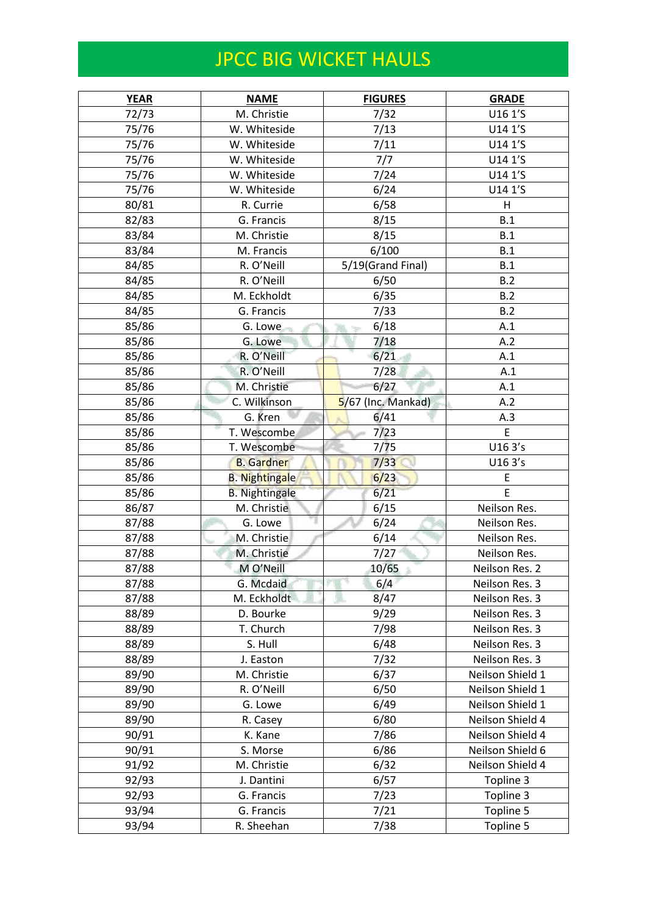# JPCC BIG WICKET HAULS

| YEAR | NAME | FIGURES | GRADE |
|---|---|---|---|
| 72/73 | M. Christie | 7/32 | U16 1'S |
| 75/76 | W. Whiteside | 7/13 | U14 1'S |
| 75/76 | W. Whiteside | 7/11 | U14 1'S |
| 75/76 | W. Whiteside | 7/7 | U14 1'S |
| 75/76 | W. Whiteside | 7/24 | U14 1'S |
| 75/76 | W. Whiteside | 6/24 | U14 1'S |
| 80/81 | R. Currie | 6/58 | H |
| 82/83 | G. Francis | 8/15 | B.1 |
| 83/84 | M. Christie | 8/15 | B.1 |
| 83/84 | M. Francis | 6/100 | B.1 |
| 84/85 | R. O'Neill | 5/19(Grand Final) | B.1 |
| 84/85 | R. O'Neill | 6/50 | B.2 |
| 84/85 | M. Eckholdt | 6/35 | B.2 |
| 84/85 | G. Francis | 7/33 | B.2 |
| 85/86 | G. Lowe | 6/18 | A.1 |
| 85/86 | G. Lowe | 7/18 | A.2 |
| 85/86 | R. O'Neill | 6/21 | A.1 |
| 85/86 | R. O'Neill | 7/28 | A.1 |
| 85/86 | M. Christie | 6/27 | A.1 |
| 85/86 | C. Wilkinson | 5/67 (Inc. Mankad) | A.2 |
| 85/86 | G. Kren | 6/41 | A.3 |
| 85/86 | T. Wescombe | 7/23 | E |
| 85/86 | T. Wescombe | 7/75 | U16 3's |
| 85/86 | B. Gardner | 7/33 | U16 3's |
| 85/86 | B. Nightingale | 6/23 | E |
| 85/86 | B. Nightingale | 6/21 | E |
| 86/87 | M. Christie | 6/15 | Neilson Res. |
| 87/88 | G. Lowe | 6/24 | Neilson Res. |
| 87/88 | M. Christie | 6/14 | Neilson Res. |
| 87/88 | M. Christie | 7/27 | Neilson Res. |
| 87/88 | M O'Neill | 10/65 | Neilson Res. 2 |
| 87/88 | G. Mcdaid | 6/4 | Neilson Res. 3 |
| 87/88 | M. Eckholdt | 8/47 | Neilson Res. 3 |
| 88/89 | D. Bourke | 9/29 | Neilson Res. 3 |
| 88/89 | T. Church | 7/98 | Neilson Res. 3 |
| 88/89 | S. Hull | 6/48 | Neilson Res. 3 |
| 88/89 | J. Easton | 7/32 | Neilson Res. 3 |
| 89/90 | M. Christie | 6/37 | Neilson Shield 1 |
| 89/90 | R. O'Neill | 6/50 | Neilson Shield 1 |
| 89/90 | G. Lowe | 6/49 | Neilson Shield 1 |
| 89/90 | R. Casey | 6/80 | Neilson Shield 4 |
| 90/91 | K. Kane | 7/86 | Neilson Shield 4 |
| 90/91 | S. Morse | 6/86 | Neilson Shield 6 |
| 91/92 | M. Christie | 6/32 | Neilson Shield 4 |
| 92/93 | J. Dantini | 6/57 | Topline 3 |
| 92/93 | G. Francis | 7/23 | Topline 3 |
| 93/94 | G. Francis | 7/21 | Topline 5 |
| 93/94 | R. Sheehan | 7/38 | Topline 5 |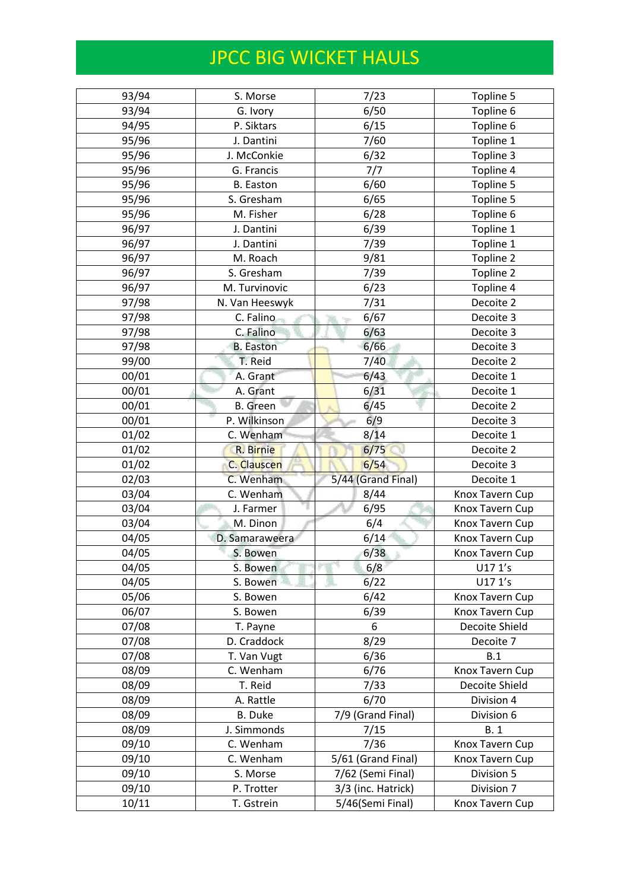# JPCC BIG WICKET HAULS

| | | | |
|---|---|---|---|
| 93/94 | S. Morse | 7/23 | Topline 5 |
| 93/94 | G. Ivory | 6/50 | Topline 6 |
| 94/95 | P. Siktars | 6/15 | Topline 6 |
| 95/96 | J. Dantini | 7/60 | Topline 1 |
| 95/96 | J. McConkie | 6/32 | Topline 3 |
| 95/96 | G. Francis | 7/7 | Topline 4 |
| 95/96 | B. Easton | 6/60 | Topline 5 |
| 95/96 | S. Gresham | 6/65 | Topline 5 |
| 95/96 | M. Fisher | 6/28 | Topline 6 |
| 96/97 | J. Dantini | 6/39 | Topline 1 |
| 96/97 | J. Dantini | 7/39 | Topline 1 |
| 96/97 | M. Roach | 9/81 | Topline 2 |
| 96/97 | S. Gresham | 7/39 | Topline 2 |
| 96/97 | M. Turvinovic | 6/23 | Topline 4 |
| 97/98 | N. Van Heeswyk | 7/31 | Decoite 2 |
| 97/98 | C. Falino | 6/67 | Decoite 3 |
| 97/98 | C. Falino | 6/63 | Decoite 3 |
| 97/98 | B. Easton | 6/66 | Decoite 3 |
| 99/00 | T. Reid | 7/40 | Decoite 2 |
| 00/01 | A. Grant | 6/43 | Decoite 1 |
| 00/01 | A. Grant | 6/31 | Decoite 1 |
| 00/01 | B. Green | 6/45 | Decoite 2 |
| 00/01 | P. Wilkinson | 6/9 | Decoite 3 |
| 01/02 | C. Wenham | 8/14 | Decoite 1 |
| 01/02 | R. Birnie | 6/75 | Decoite 2 |
| 01/02 | C. Clauscen | 6/54 | Decoite 3 |
| 02/03 | C. Wenham | 5/44 (Grand Final) | Decoite 1 |
| 03/04 | C. Wenham | 8/44 | Knox Tavern Cup |
| 03/04 | J. Farmer | 6/95 | Knox Tavern Cup |
| 03/04 | M. Dinon | 6/4 | Knox Tavern Cup |
| 04/05 | D. Samaraweera | 6/14 | Knox Tavern Cup |
| 04/05 | S. Bowen | 6/38 | Knox Tavern Cup |
| 04/05 | S. Bowen | 6/8 | U17 1's |
| 04/05 | S. Bowen | 6/22 | U17 1's |
| 05/06 | S. Bowen | 6/42 | Knox Tavern Cup |
| 06/07 | S. Bowen | 6/39 | Knox Tavern Cup |
| 07/08 | T. Payne | 6 | Decoite Shield |
| 07/08 | D. Craddock | 8/29 | Decoite 7 |
| 07/08 | T. Van Vugt | 6/36 | B.1 |
| 08/09 | C. Wenham | 6/76 | Knox Tavern Cup |
| 08/09 | T. Reid | 7/33 | Decoite Shield |
| 08/09 | A. Rattle | 6/70 | Division 4 |
| 08/09 | B. Duke | 7/9 (Grand Final) | Division 6 |
| 08/09 | J. Simmonds | 7/15 | B. 1 |
| 09/10 | C. Wenham | 7/36 | Knox Tavern Cup |
| 09/10 | C. Wenham | 5/61 (Grand Final) | Knox Tavern Cup |
| 09/10 | S. Morse | 7/62 (Semi Final) | Division 5 |
| 09/10 | P. Trotter | 3/3 (inc. Hatrick) | Division 7 |
| 10/11 | T. Gstrein | 5/46(Semi Final) | Knox Tavern Cup |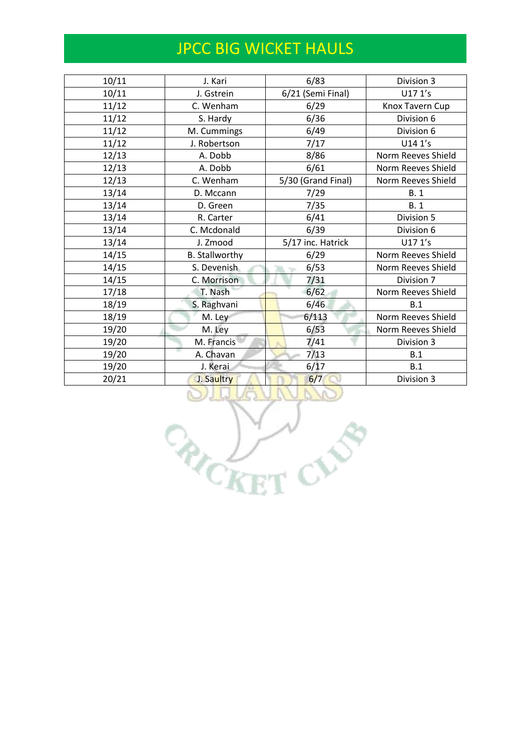# JPCC BIG WICKET HAULS

| | | | |
|---|---|---|---|
| 10/11 | J. Kari | 6/83 | Division 3 |
| 10/11 | J. Gstrein | 6/21 (Semi Final) | U17 1's |
| 11/12 | C. Wenham | 6/29 | Knox Tavern Cup |
| 11/12 | S. Hardy | 6/36 | Division 6 |
| 11/12 | M. Cummings | 6/49 | Division 6 |
| 11/12 | J. Robertson | 7/17 | U14 1's |
| 12/13 | A. Dobb | 8/86 | Norm Reeves Shield |
| 12/13 | A. Dobb | 6/61 | Norm Reeves Shield |
| 12/13 | C. Wenham | 5/30 (Grand Final) | Norm Reeves Shield |
| 13/14 | D. Mccann | 7/29 | B. 1 |
| 13/14 | D. Green | 7/35 | B. 1 |
| 13/14 | R. Carter | 6/41 | Division 5 |
| 13/14 | C. Mcdonald | 6/39 | Division 6 |
| 13/14 | J. Zmood | 5/17 inc. Hatrick | U17 1's |
| 14/15 | B. Stallworthy | 6/29 | Norm Reeves Shield |
| 14/15 | S. Devenish | 6/53 | Norm Reeves Shield |
| 14/15 | C. Morrison | 7/31 | Division 7 |
| 17/18 | T. Nash | 6/62 | Norm Reeves Shield |
| 18/19 | S. Raghvani | 6/46 | B.1 |
| 18/19 | M. Ley | 6/113 | Norm Reeves Shield |
| 19/20 | M. Ley | 6/53 | Norm Reeves Shield |
| 19/20 | M. Francis | 7/41 | Division 3 |
| 19/20 | A. Chavan | 7/13 | B.1 |
| 19/20 | J. Kerai | 6/17 | B.1 |
| 20/21 | J. Saultry | 6/7 | Division 3 |